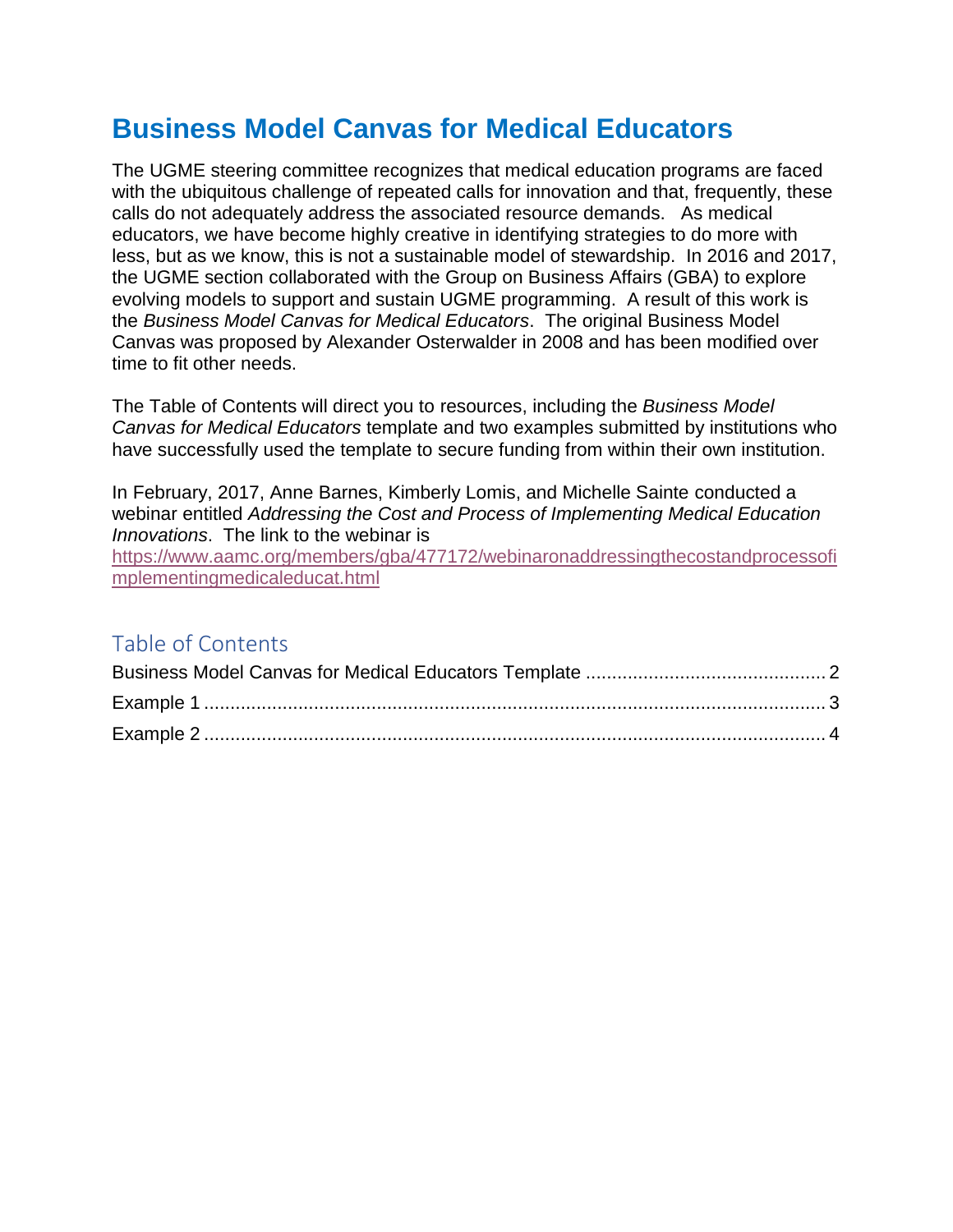# Business Model Canvas for Medical Educators

The UGME steering committee recognizes that medical education programs are faced with the ubiquitous challenge of repeated calls for innovation and that, frequently, these calls do not adequately address the associated resource demands. As medical educators, we have become highly creative in identifying strategies to do more with less, but as we know, this is not a sustainable model of stewardship. In 2016 and 2017, the UGME section collaborated with the Group on Business Affairs (GBA) to explore evolving models to support and sustain UGME programming. A result of this work is the *Business Model Canvas for Medical Educators*. The original Business Model Canvas was proposed by Alexander Osterwalder in 2008 and has been modified over time to fit other needs.

The Table of Contents will direct you to resources, including the *Business Model Canvas for Medical Educators* template and two examples submitted by institutions who have successfully used the template to secure funding from within their own institution.

In February, 2017, Anne Barnes, Kimberly Lomis, and Michelle Sainte conducted a webinar entitled *Addressing the Cost and Process of Implementing Medical Education Innovations*. The link to the webinar is https://www.aamc.org/members/gba/477172/webinaronaddressingthecostandprocessofimplementingmedicaleducat.html

## Table of Contents

Business Model Canvas for Medical Educators Template ............ 2
Example 1 ............ 3
Example 2 ............ 4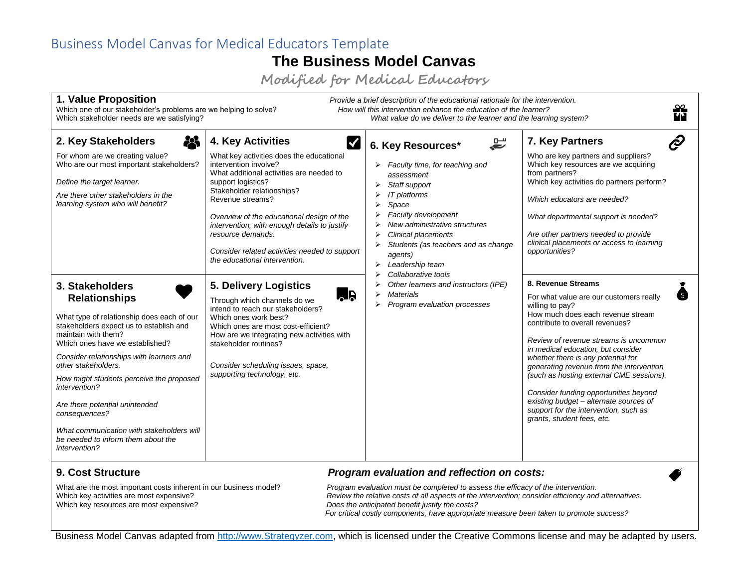Business Model Canvas for Medical Educators Template

# The Business Model Canvas

## *Modified for Medical Educators*

### 1. Value Proposition

Which one of our stakeholder's problems are we helping to solve?
Which stakeholder needs are we satisfying?

*Provide a brief description of the educational rationale for the intervention.*
*How will this intervention enhance the education of the learner?*
*What value do we deliver to the learner and the learning system?*

### 2. Key Stakeholders

For whom are we creating value?
Who are our most important stakeholders?

*Define the target learner.*

*Are there other stakeholders in the learning system who will benefit?*

### 3. Stakeholders Relationships

What type of relationship does each of our stakeholders expect us to establish and maintain with them?
Which ones have we established?

*Consider relationships with learners and other stakeholders.*

*How might students perceive the proposed intervention?*

*Are there potential unintended consequences?*

*What communication with stakeholders will be needed to inform them about the intervention?*

### 4. Key Activities

What key activities does the educational intervention involve?
What additional activities are needed to support logistics?
Stakeholder relationships?
Revenue streams?

*Overview of the educational design of the intervention, with enough details to justify resource demands.*

*Consider related activities needed to support the educational intervention.*

### 5. Delivery Logistics

Through which channels do we intend to reach our stakeholders?
Which ones work best?
Which ones are most cost-efficient?
How are we integrating new activities with stakeholder routines?

*Consider scheduling issues, space, supporting technology, etc.*

### 6. Key Resources*

- *Faculty time, for teaching and assessment*
- *Staff support*
- *IT platforms*
- *Space*
- *Faculty development*
- *New administrative structures*
- *Clinical placements*
- *Students (as teachers and as change agents)*
- *Leadership team*
- *Collaborative tools*
- *Other learners and instructors (IPE)*
- *Materials*
- *Program evaluation processes*

### 7. Key Partners

Who are key partners and suppliers?
Which key resources are we acquiring from partners?
Which key activities do partners perform?

*Which educators are needed?*

*What departmental support is needed?*

*Are other partners needed to provide clinical placements or access to learning opportunities?*

### 8. Revenue Streams

For what value are our customers really willing to pay?
How much does each revenue stream contribute to overall revenues?

*Review of revenue streams is uncommon in medical education, but consider whether there is any potential for generating revenue from the intervention (such as hosting external CME sessions).*

*Consider funding opportunities beyond existing budget – alternate sources of support for the intervention, such as grants, student fees, etc.*

### 9. Cost Structure

What are the most important costs inherent in our business model?
Which key activities are most expensive?
Which key resources are most expensive?

***Program evaluation and reflection on costs:***

*Program evaluation must be completed to assess the efficacy of the intervention.*
*Review the relative costs of all aspects of the intervention; consider efficiency and alternatives.*
*Does the anticipated benefit justify the costs?*
*For critical costly components, have appropriate measure been taken to promote success?*

Business Model Canvas adapted from [http://www.Strategyzer.com](http://www.Strategyzer.com), which is licensed under the Creative Commons license and may be adapted by users.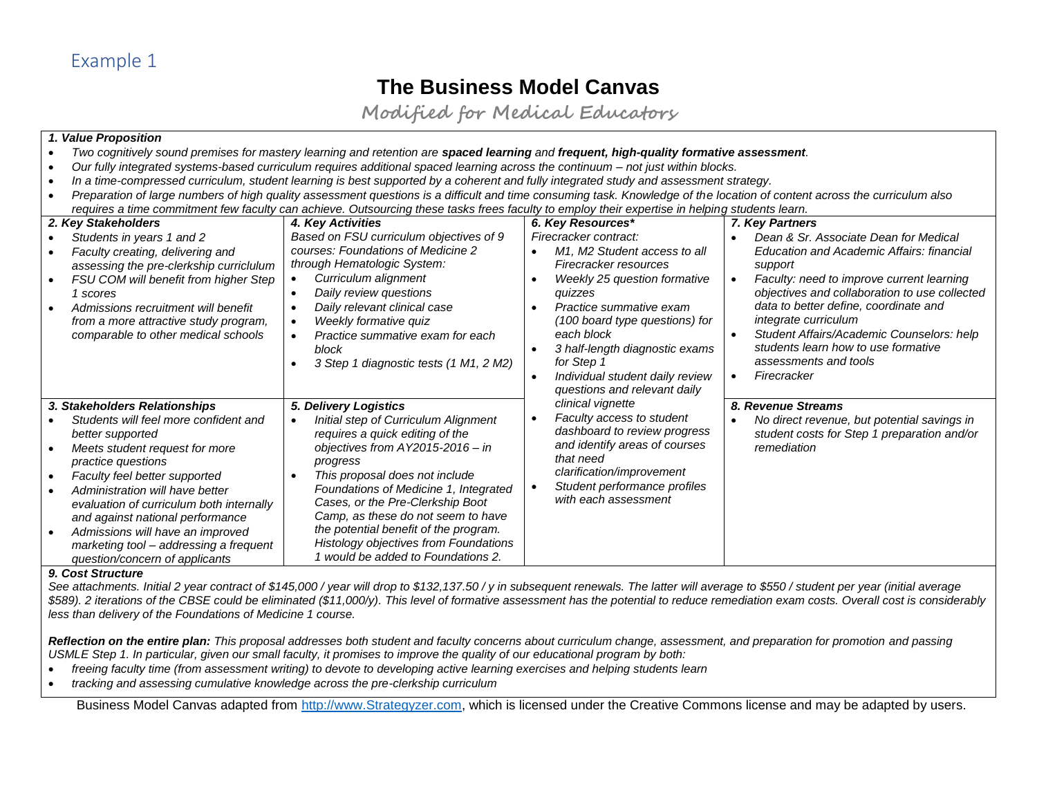Example 1

# The Business Model Canvas

## Modified for Medical Educators

### *1. Value Proposition*

- *Two cognitively sound premises for mastery learning and retention are **spaced learning** and **frequent, high-quality formative assessment**.*
- *Our fully integrated systems-based curriculum requires additional spaced learning across the continuum – not just within blocks.*
- *In a time-compressed curriculum, student learning is best supported by a coherent and fully integrated study and assessment strategy.*
- *Preparation of large numbers of high quality assessment questions is a difficult and time consuming task. Knowledge of the location of content across the curriculum also requires a time commitment few faculty can achieve. Outsourcing these tasks frees faculty to employ their expertise in helping students learn.*

### *2. Key Stakeholders*

- *Students in years 1 and 2*
- *Faculty creating, delivering and assessing the pre-clerkship curriculum*
- *FSU COM will benefit from higher Step 1 scores*
- *Admissions recruitment will benefit from a more attractive study program, comparable to other medical schools*

### *3. Stakeholders Relationships*

- *Students will feel more confident and better supported*
- *Meets student request for more practice questions*
- *Faculty feel better supported*
- *Administration will have better evaluation of curriculum both internally and against national performance*
- *Admissions will have an improved marketing tool – addressing a frequent question/concern of applicants*

### *4. Key Activities*

*Based on FSU curriculum objectives of 9 courses: Foundations of Medicine 2 through Hematologic System:*

- *Curriculum alignment*
- *Daily review questions*
- *Daily relevant clinical case*
- *Weekly formative quiz*
- *Practice summative exam for each block*
- *3 Step 1 diagnostic tests (1 M1, 2 M2)*

### *5. Delivery Logistics*

- *Initial step of Curriculum Alignment requires a quick editing of the objectives from AY2015-2016 – in progress*
- *This proposal does not include Foundations of Medicine 1, Integrated Cases, or the Pre-Clerkship Boot Camp, as these do not seem to have the potential benefit of the program. Histology objectives from Foundations 1 would be added to Foundations 2.*

### *6. Key Resources\**

*Firecracker contract:*

- *M1, M2 Student access to all Firecracker resources*
- *Weekly 25 question formative quizzes*
- *Practice summative exam (100 board type questions) for each block*
- *3 half-length diagnostic exams for Step 1*
- *Individual student daily review questions and relevant daily clinical vignette*
- *Faculty access to student dashboard to review progress and identify areas of courses that need clarification/improvement*
- *Student performance profiles with each assessment*

### *7. Key Partners*

- *Dean & Sr. Associate Dean for Medical Education and Academic Affairs: financial support*
- *Faculty: need to improve current learning objectives and collaboration to use collected data to better define, coordinate and integrate curriculum*
- *Student Affairs/Academic Counselors: help students learn how to use formative assessments and tools*
- *Firecracker*

### *8. Revenue Streams*

- *No direct revenue, but potential savings in student costs for Step 1 preparation and/or remediation*

### *9. Cost Structure*

*See attachments. Initial 2 year contract of $145,000 / year will drop to $132,137.50 / y in subsequent renewals. The latter will average to $550 / student per year (initial average $589). 2 iterations of the CBSE could be eliminated ($11,000/y). This level of formative assessment has the potential to reduce remediation exam costs. Overall cost is considerably less than delivery of the Foundations of Medicine 1 course.*

***Reflection on the entire plan:*** *This proposal addresses both student and faculty concerns about curriculum change, assessment, and preparation for promotion and passing USMLE Step 1. In particular, given our small faculty, it promises to improve the quality of our educational program by both:*

- *freeing faculty time (from assessment writing) to devote to developing active learning exercises and helping students learn*
- *tracking and assessing cumulative knowledge across the pre-clerkship curriculum*

Business Model Canvas adapted from [http://www.Strategyzer.com](http://www.Strategyzer.com), which is licensed under the Creative Commons license and may be adapted by users.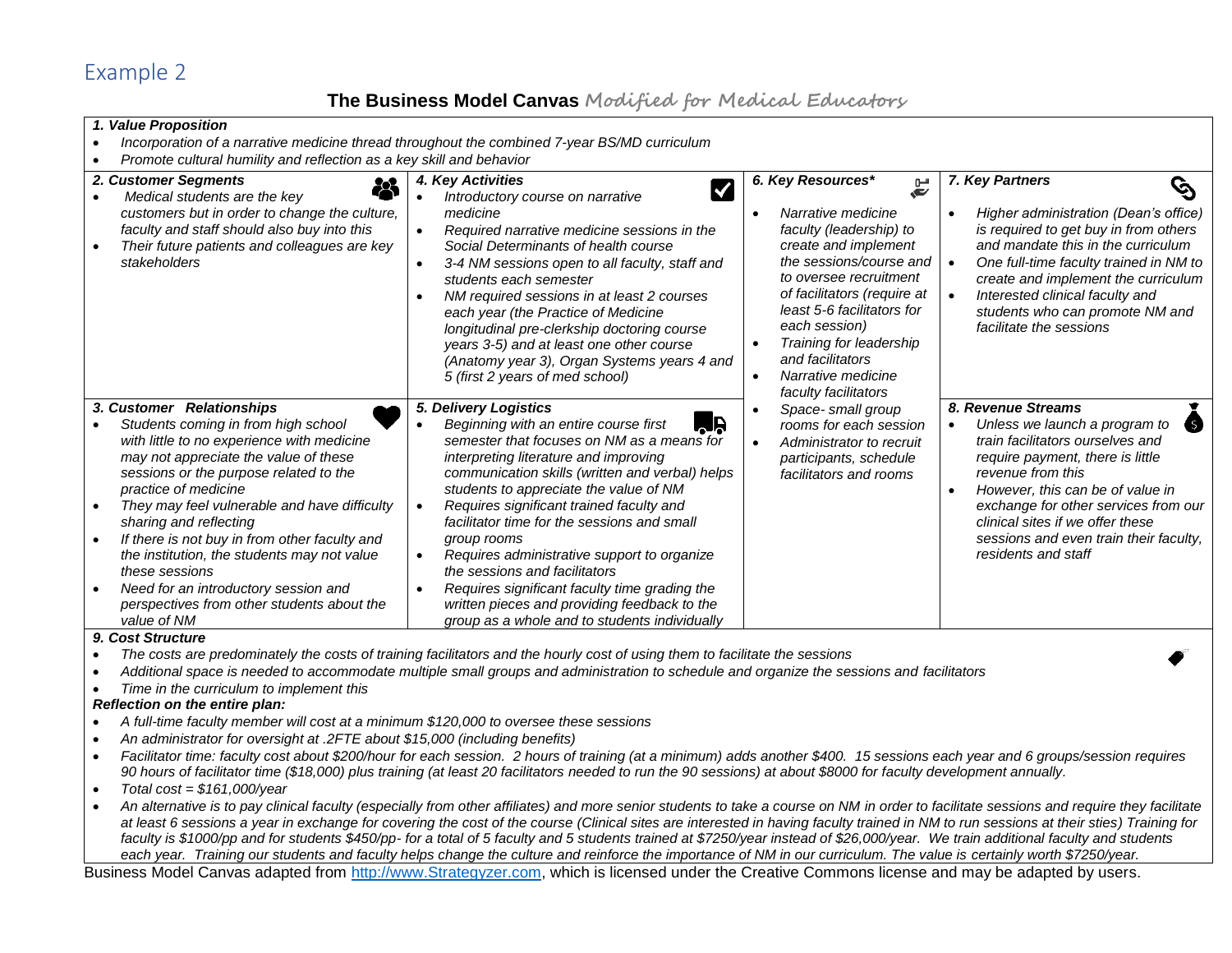## Example 2

### The Business Model Canvas *Modified for Medical Educators*

***1. Value Proposition***

- *Incorporation of a narrative medicine thread throughout the combined 7-year BS/MD curriculum*
- *Promote cultural humility and reflection as a key skill and behavior*

***2. Customer Segments***

- *Medical students are the key customers but in order to change the culture, faculty and staff should also buy into this*
- *Their future patients and colleagues are key stakeholders*

***4. Key Activities***

- *Introductory course on narrative medicine*
- *Required narrative medicine sessions in the Social Determinants of health course*
- *3-4 NM sessions open to all faculty, staff and students each semester*
- *NM required sessions in at least 2 courses each year (the Practice of Medicine longitudinal pre-clerkship doctoring course years 3-5) and at least one other course (Anatomy year 3), Organ Systems years 4 and 5 (first 2 years of med school)*

***6. Key Resources****

- *Narrative medicine faculty (leadership) to create and implement the sessions/course and to oversee recruitment of facilitators (require at least 5-6 facilitators for each session)*
- *Training for leadership and facilitators*
- *Narrative medicine faculty facilitators*
- *Space- small group rooms for each session*
- *Administrator to recruit participants, schedule facilitators and rooms*

***7. Key Partners***

- *Higher administration (Dean's office) is required to get buy in from others and mandate this in the curriculum*
- *One full-time faculty trained in NM to create and implement the curriculum*
- *Interested clinical faculty and students who can promote NM and facilitate the sessions*

***3. Customer Relationships***

- *Students coming in from high school with little to no experience with medicine may not appreciate the value of these sessions or the purpose related to the practice of medicine*
- *They may feel vulnerable and have difficulty sharing and reflecting*
- *If there is not buy in from other faculty and the institution, the students may not value these sessions*
- *Need for an introductory session and perspectives from other students about the value of NM*

***5. Delivery Logistics***

- *Beginning with an entire course first semester that focuses on NM as a means for interpreting literature and improving communication skills (written and verbal) helps students to appreciate the value of NM*
- *Requires significant trained faculty and facilitator time for the sessions and small group rooms*
- *Requires administrative support to organize the sessions and facilitators*
- *Requires significant faculty time grading the written pieces and providing feedback to the group as a whole and to students individually*

***8. Revenue Streams***

- *Unless we launch a program to train facilitators ourselves and require payment, there is little revenue from this*
- *However, this can be of value in exchange for other services from our clinical sites if we offer these sessions and even train their faculty, residents and staff*

***9. Cost Structure***

- *The costs are predominately the costs of training facilitators and the hourly cost of using them to facilitate the sessions*
- *Additional space is needed to accommodate multiple small groups and administration to schedule and organize the sessions and facilitators*
- *Time in the curriculum to implement this*

***Reflection on the entire plan:***

- *A full-time faculty member will cost at a minimum $120,000 to oversee these sessions*
- *An administrator for oversight at .2FTE about $15,000 (including benefits)*
- *Facilitator time: faculty cost about $200/hour for each session. 2 hours of training (at a minimum) adds another $400. 15 sessions each year and 6 groups/session requires 90 hours of facilitator time ($18,000) plus training (at least 20 facilitators needed to run the 90 sessions) at about $8000 for faculty development annually.*
- *Total cost = $161,000/year*
- *An alternative is to pay clinical faculty (especially from other affiliates) and more senior students to take a course on NM in order to facilitate sessions and require they facilitate at least 6 sessions a year in exchange for covering the cost of the course (Clinical sites are interested in having faculty trained in NM to run sessions at their sties) Training for faculty is $1000/pp and for students $450/pp- for a total of 5 faculty and 5 students trained at $7250/year instead of $26,000/year. We train additional faculty and students each year. Training our students and faculty helps change the culture and reinforce the importance of NM in our curriculum. The value is certainly worth $7250/year.*

Business Model Canvas adapted from http://www.Strategyzer.com, which is licensed under the Creative Commons license and may be adapted by users.